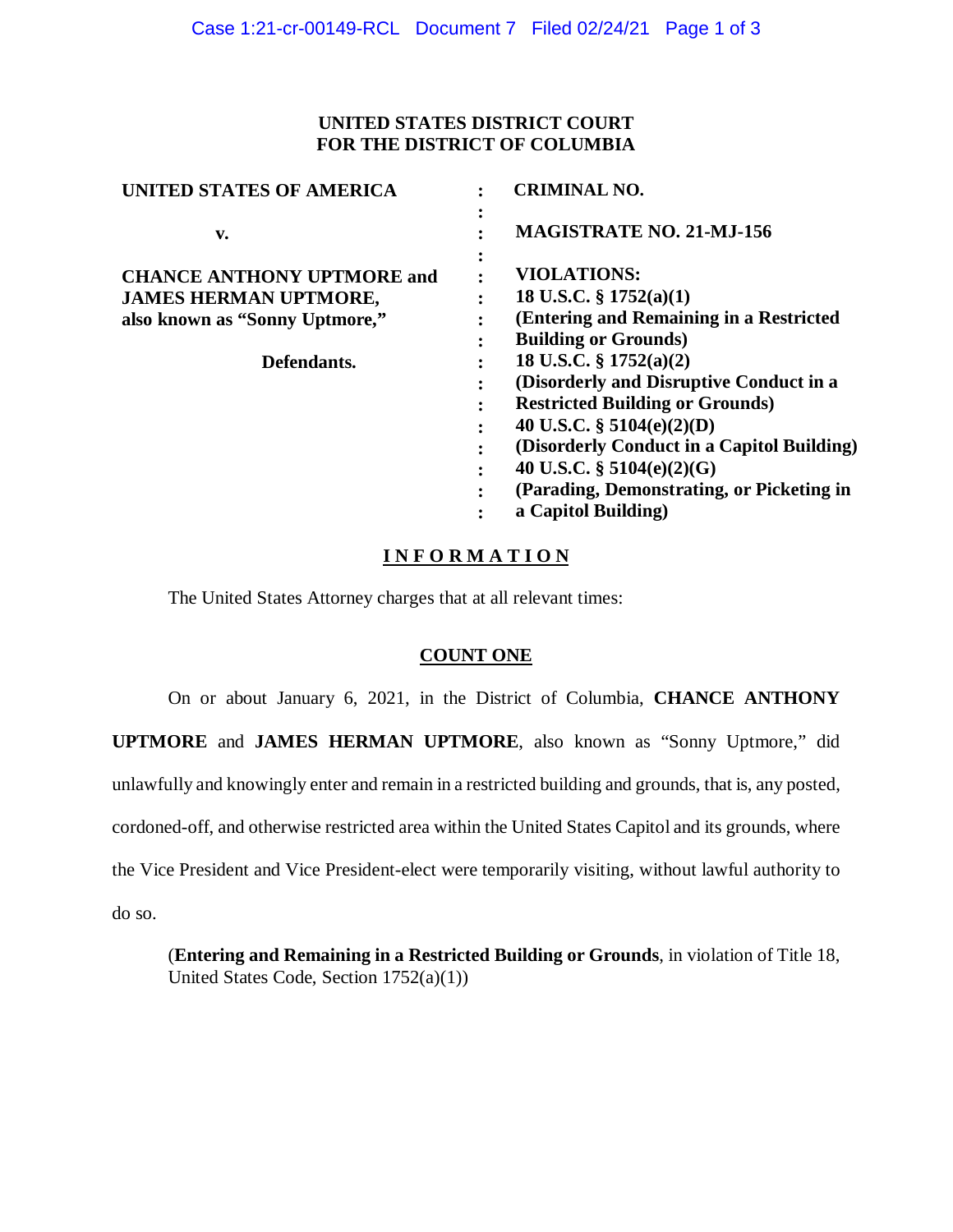**UNITED STATES DISTRICT COURT**
**FOR THE DISTRICT OF COLUMBIA**

| | | |
|---|---|---|
| **UNITED STATES OF AMERICA** | : | **CRIMINAL NO.** |
| | : | |
| **v.** | : | **MAGISTRATE NO. 21-MJ-156** |
| | : | |
| **CHANCE ANTHONY UPTMORE and JAMES HERMAN UPTMORE, also known as "Sonny Uptmore,"** | : | **VIOLATIONS:** |
| | : | **18 U.S.C. § 1752(a)(1) (Entering and Remaining in a Restricted Building or Grounds)** |
| **Defendants.** | : | **18 U.S.C. § 1752(a)(2) (Disorderly and Disruptive Conduct in a Restricted Building or Grounds)** |
| | : | **40 U.S.C. § 5104(e)(2)(D) (Disorderly Conduct in a Capitol Building)** |
| | : | **40 U.S.C. § 5104(e)(2)(G) (Parading, Demonstrating, or Picketing in a Capitol Building)** |

**I N F O R M A T I O N**

The United States Attorney charges that at all relevant times:

**COUNT ONE**

On or about January 6, 2021, in the District of Columbia, **CHANCE ANTHONY UPTMORE** and **JAMES HERMAN UPTMORE**, also known as "Sonny Uptmore," did unlawfully and knowingly enter and remain in a restricted building and grounds, that is, any posted, cordoned-off, and otherwise restricted area within the United States Capitol and its grounds, where the Vice President and Vice President-elect were temporarily visiting, without lawful authority to do so.

(**Entering and Remaining in a Restricted Building or Grounds**, in violation of Title 18, United States Code, Section 1752(a)(1))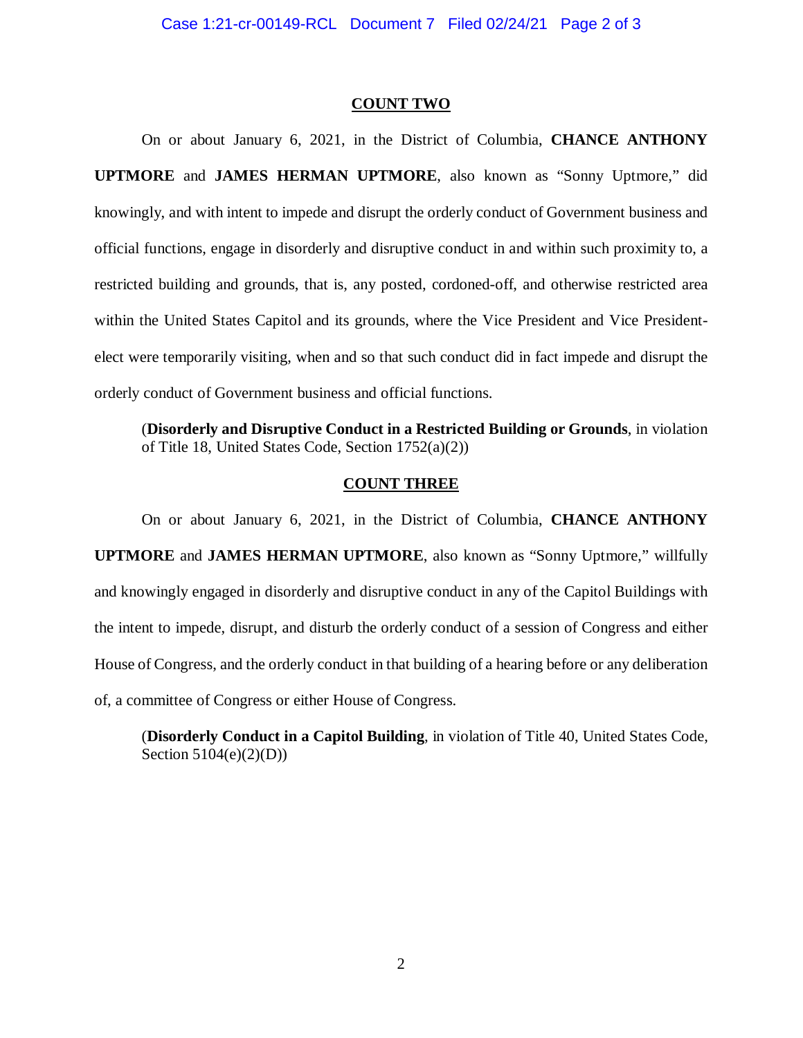**COUNT TWO**

On or about January 6, 2021, in the District of Columbia, **CHANCE ANTHONY UPTMORE** and **JAMES HERMAN UPTMORE**, also known as "Sonny Uptmore," did knowingly, and with intent to impede and disrupt the orderly conduct of Government business and official functions, engage in disorderly and disruptive conduct in and within such proximity to, a restricted building and grounds, that is, any posted, cordoned-off, and otherwise restricted area within the United States Capitol and its grounds, where the Vice President and Vice President-elect were temporarily visiting, when and so that such conduct did in fact impede and disrupt the orderly conduct of Government business and official functions.

(**Disorderly and Disruptive Conduct in a Restricted Building or Grounds**, in violation of Title 18, United States Code, Section 1752(a)(2))

**COUNT THREE**

On or about January 6, 2021, in the District of Columbia, **CHANCE ANTHONY UPTMORE** and **JAMES HERMAN UPTMORE**, also known as "Sonny Uptmore," willfully and knowingly engaged in disorderly and disruptive conduct in any of the Capitol Buildings with the intent to impede, disrupt, and disturb the orderly conduct of a session of Congress and either House of Congress, and the orderly conduct in that building of a hearing before or any deliberation of, a committee of Congress or either House of Congress.

(**Disorderly Conduct in a Capitol Building**, in violation of Title 40, United States Code, Section 5104(e)(2)(D))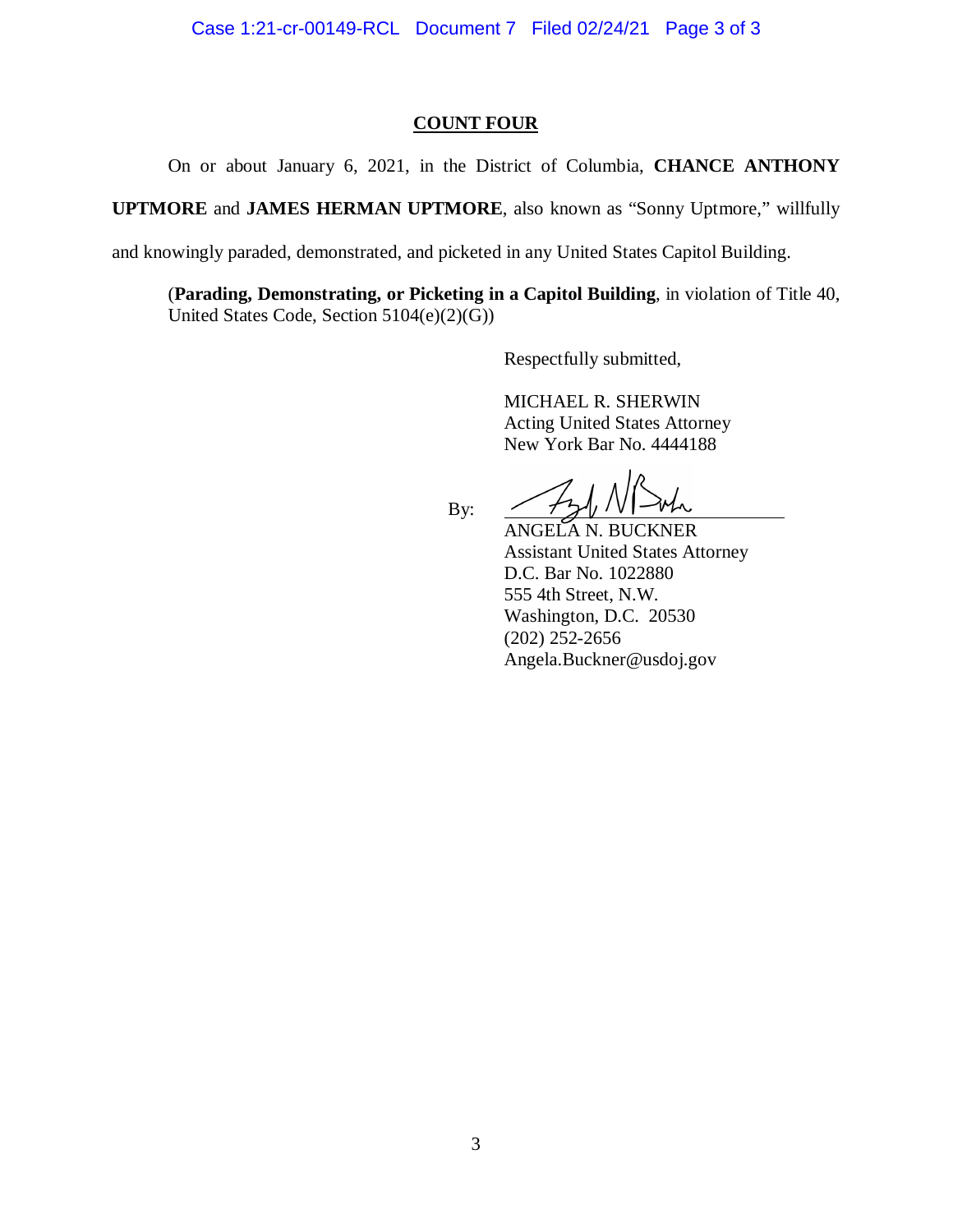## COUNT FOUR

On or about January 6, 2021, in the District of Columbia, **CHANCE ANTHONY UPTMORE** and **JAMES HERMAN UPTMORE**, also known as "Sonny Uptmore," willfully and knowingly paraded, demonstrated, and picketed in any United States Capitol Building.

(**Parading, Demonstrating, or Picketing in a Capitol Building**, in violation of Title 40, United States Code, Section 5104(e)(2)(G))

Respectfully submitted,

MICHAEL R. SHERWIN
Acting United States Attorney
New York Bar No. 4444188

By: ______________________________
ANGELA N. BUCKNER
Assistant United States Attorney
D.C. Bar No. 1022880
555 4th Street, N.W.
Washington, D.C. 20530
(202) 252-2656
Angela.Buckner@usdoj.gov